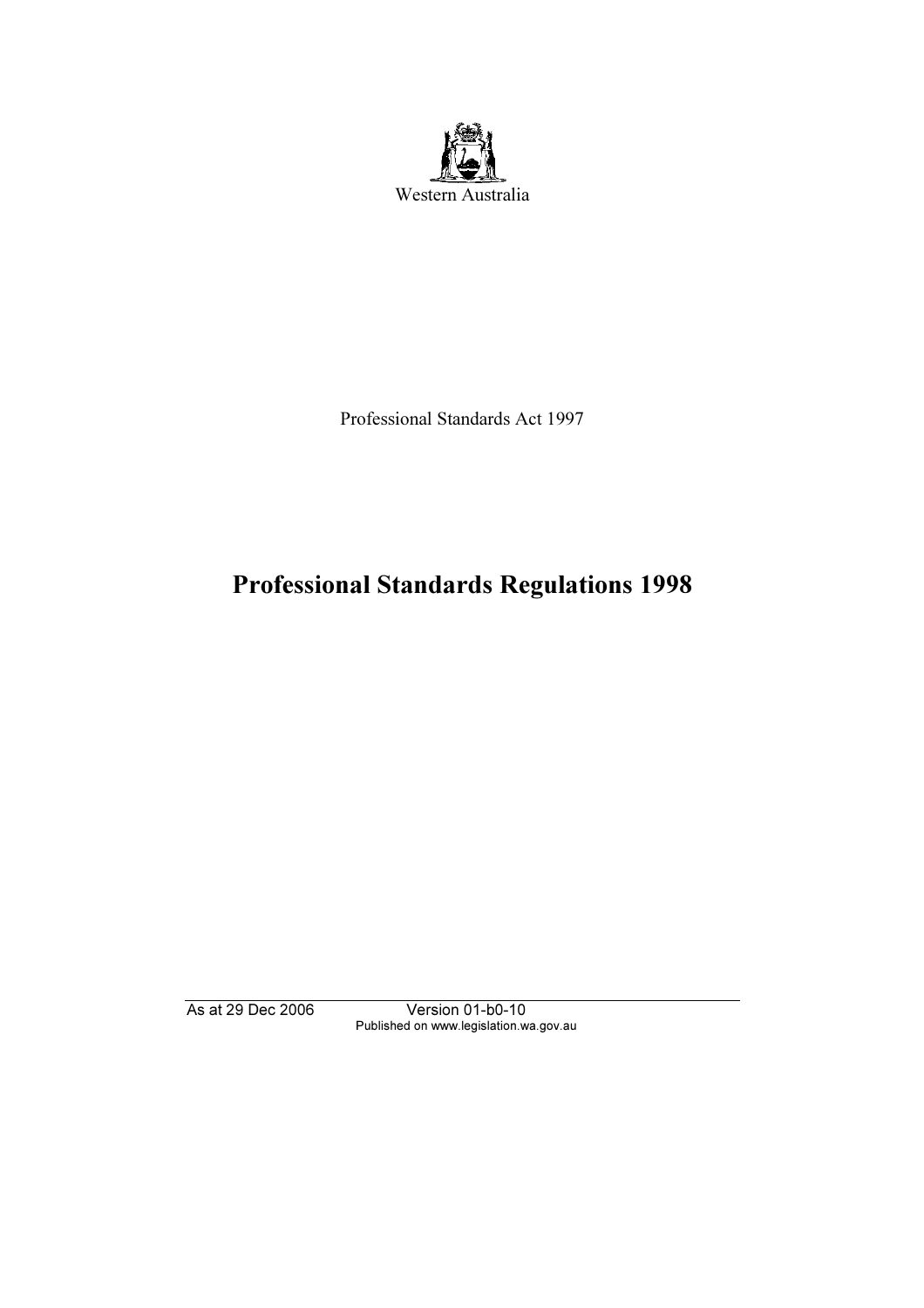Western Australia

Professional Standards Act 1997

# Professional Standards Regulations 1998

As at 29 Dec 2006 Version 01-b0-10
Published on www.legislation.wa.gov.au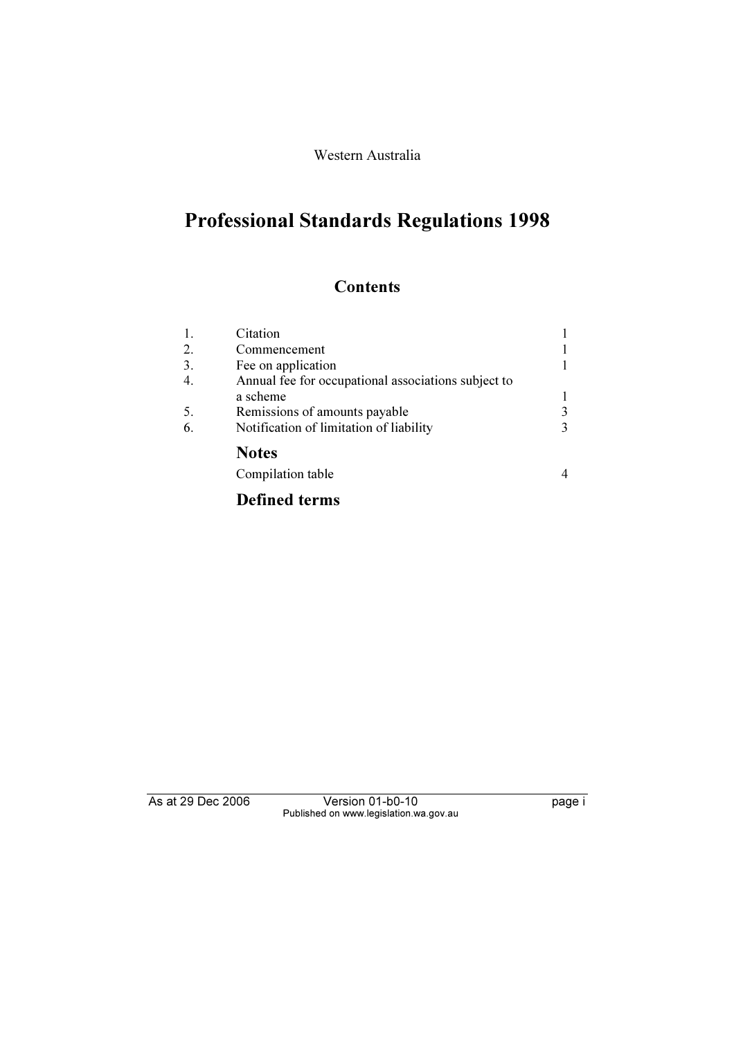Western Australia

# Professional Standards Regulations 1998

## Contents

| | | |
|---|---|---|
| 1. | Citation | 1 |
| 2. | Commencement | 1 |
| 3. | Fee on application | 1 |
| 4. | Annual fee for occupational associations subject to a scheme | 1 |
| 5. | Remissions of amounts payable | 3 |
| 6. | Notification of limitation of liability | 3 |

### Notes

| | |
|---|---|
| Compilation table | 4 |

### Defined terms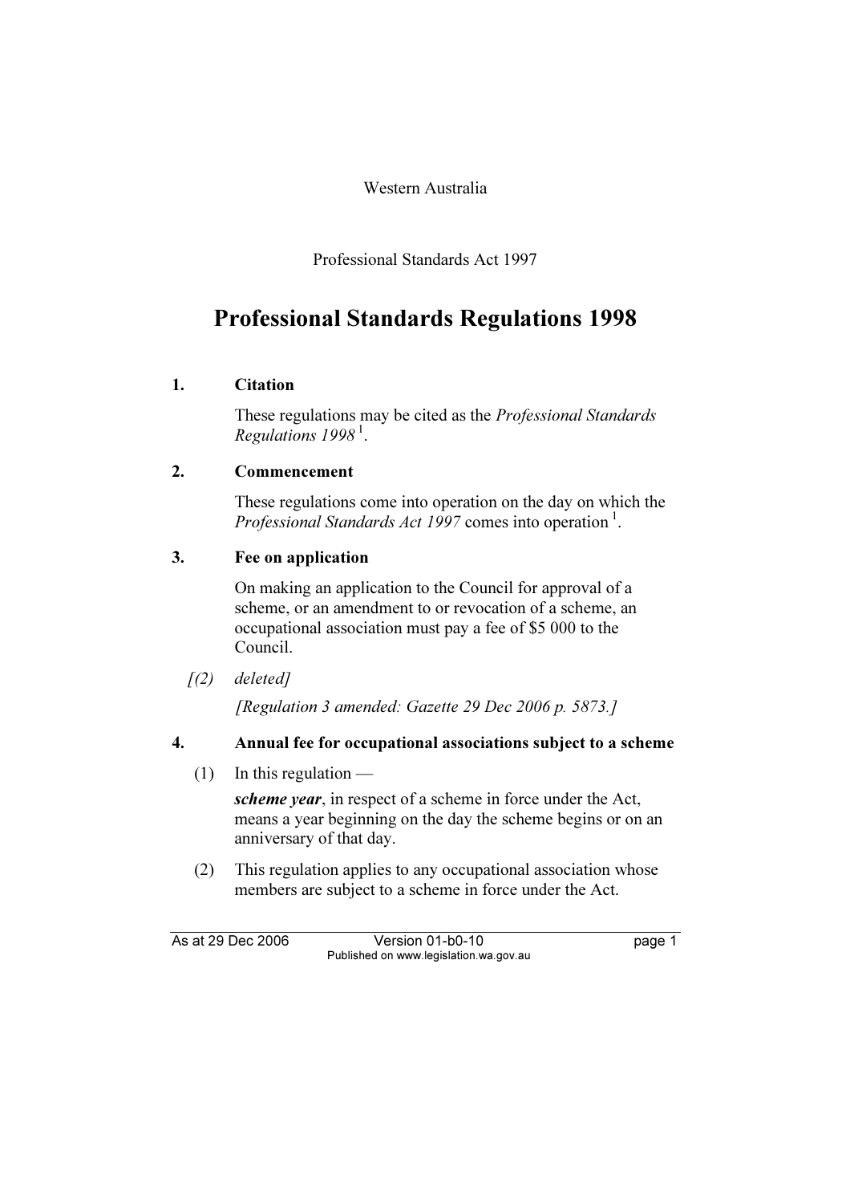Western Australia

Professional Standards Act 1997

# Professional Standards Regulations 1998

## 1. Citation

These regulations may be cited as the *Professional Standards Regulations 1998* [1].

## 2. Commencement

These regulations come into operation on the day on which the *Professional Standards Act 1997* comes into operation [1].

## 3. Fee on application

On making an application to the Council for approval of a scheme, or an amendment to or revocation of a scheme, an occupational association must pay a fee of $5 000 to the Council.

*[(2) deleted]*

*[Regulation 3 amended: Gazette 29 Dec 2006 p. 5873.]*

## 4. Annual fee for occupational associations subject to a scheme

(1) In this regulation —

***scheme year***, in respect of a scheme in force under the Act, means a year beginning on the day the scheme begins or on an anniversary of that day.

(2) This regulation applies to any occupational association whose members are subject to a scheme in force under the Act.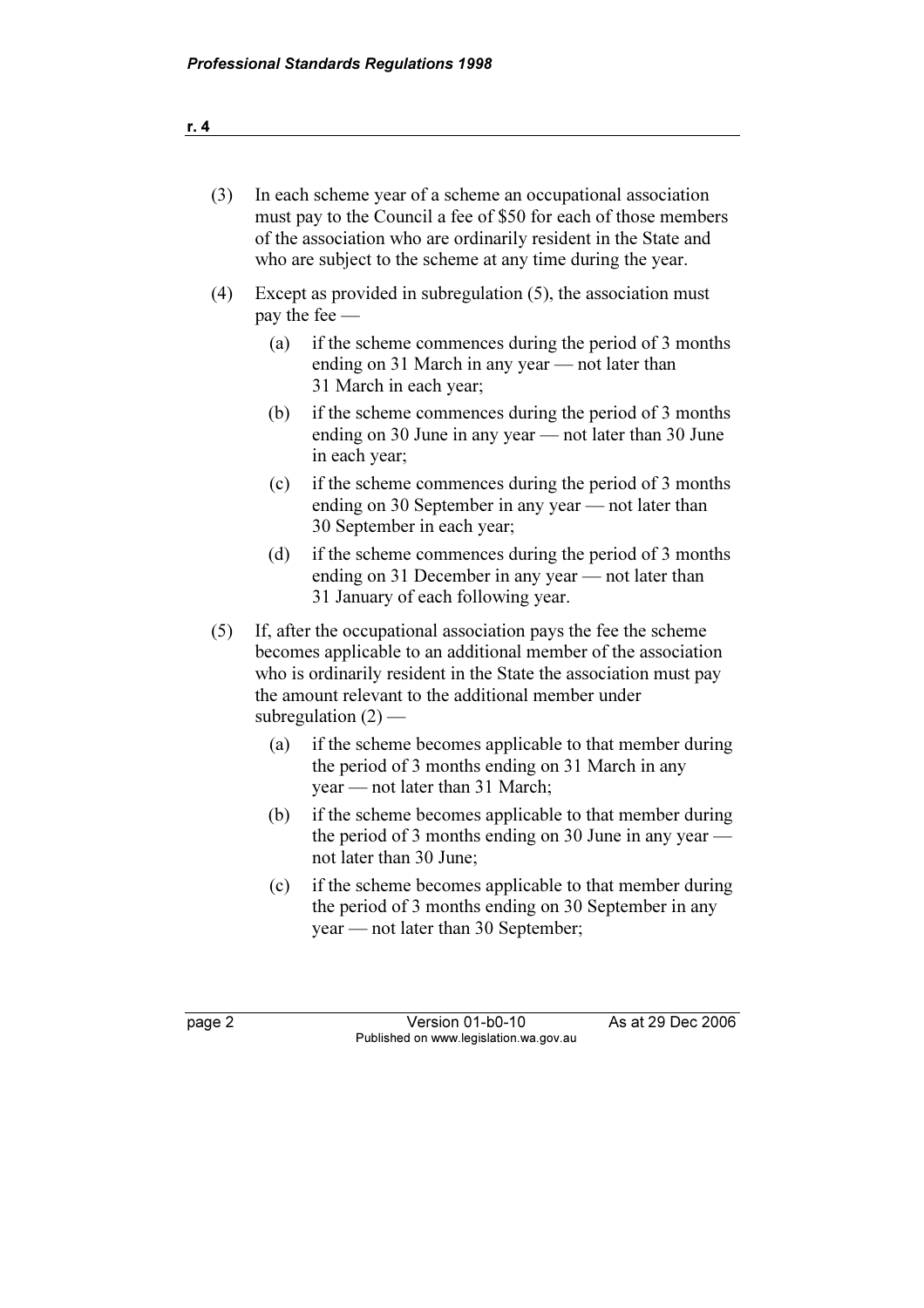(3) In each scheme year of a scheme an occupational association must pay to the Council a fee of $50 for each of those members of the association who are ordinarily resident in the State and who are subject to the scheme at any time during the year.

(4) Except as provided in subregulation (5), the association must pay the fee —

  (a) if the scheme commences during the period of 3 months ending on 31 March in any year — not later than 31 March in each year;

  (b) if the scheme commences during the period of 3 months ending on 30 June in any year — not later than 30 June in each year;

  (c) if the scheme commences during the period of 3 months ending on 30 September in any year — not later than 30 September in each year;

  (d) if the scheme commences during the period of 3 months ending on 31 December in any year — not later than 31 January of each following year.

(5) If, after the occupational association pays the fee the scheme becomes applicable to an additional member of the association who is ordinarily resident in the State the association must pay the amount relevant to the additional member under subregulation (2) —

  (a) if the scheme becomes applicable to that member during the period of 3 months ending on 31 March in any year — not later than 31 March;

  (b) if the scheme becomes applicable to that member during the period of 3 months ending on 30 June in any year — not later than 30 June;

  (c) if the scheme becomes applicable to that member during the period of 3 months ending on 30 September in any year — not later than 30 September;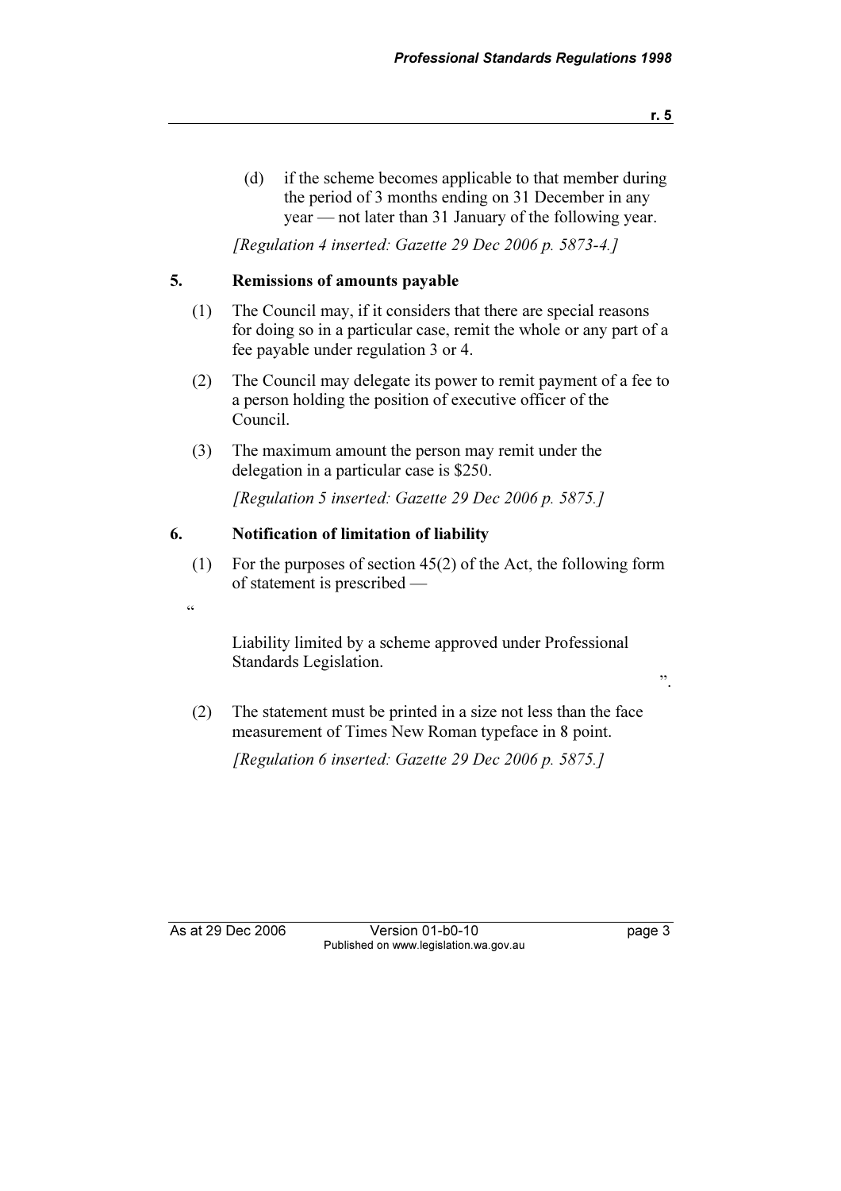(d) if the scheme becomes applicable to that member during the period of 3 months ending on 31 December in any year — not later than 31 January of the following year.

*[Regulation 4 inserted: Gazette 29 Dec 2006 p. 5873-4.]*

### 5. Remissions of amounts payable

(1) The Council may, if it considers that there are special reasons for doing so in a particular case, remit the whole or any part of a fee payable under regulation 3 or 4.

(2) The Council may delegate its power to remit payment of a fee to a person holding the position of executive officer of the Council.

(3) The maximum amount the person may remit under the delegation in a particular case is $250.

*[Regulation 5 inserted: Gazette 29 Dec 2006 p. 5875.]*

### 6. Notification of limitation of liability

(1) For the purposes of section 45(2) of the Act, the following form of statement is prescribed —

"

Liability limited by a scheme approved under Professional Standards Legislation.

".

(2) The statement must be printed in a size not less than the face measurement of Times New Roman typeface in 8 point.

*[Regulation 6 inserted: Gazette 29 Dec 2006 p. 5875.]*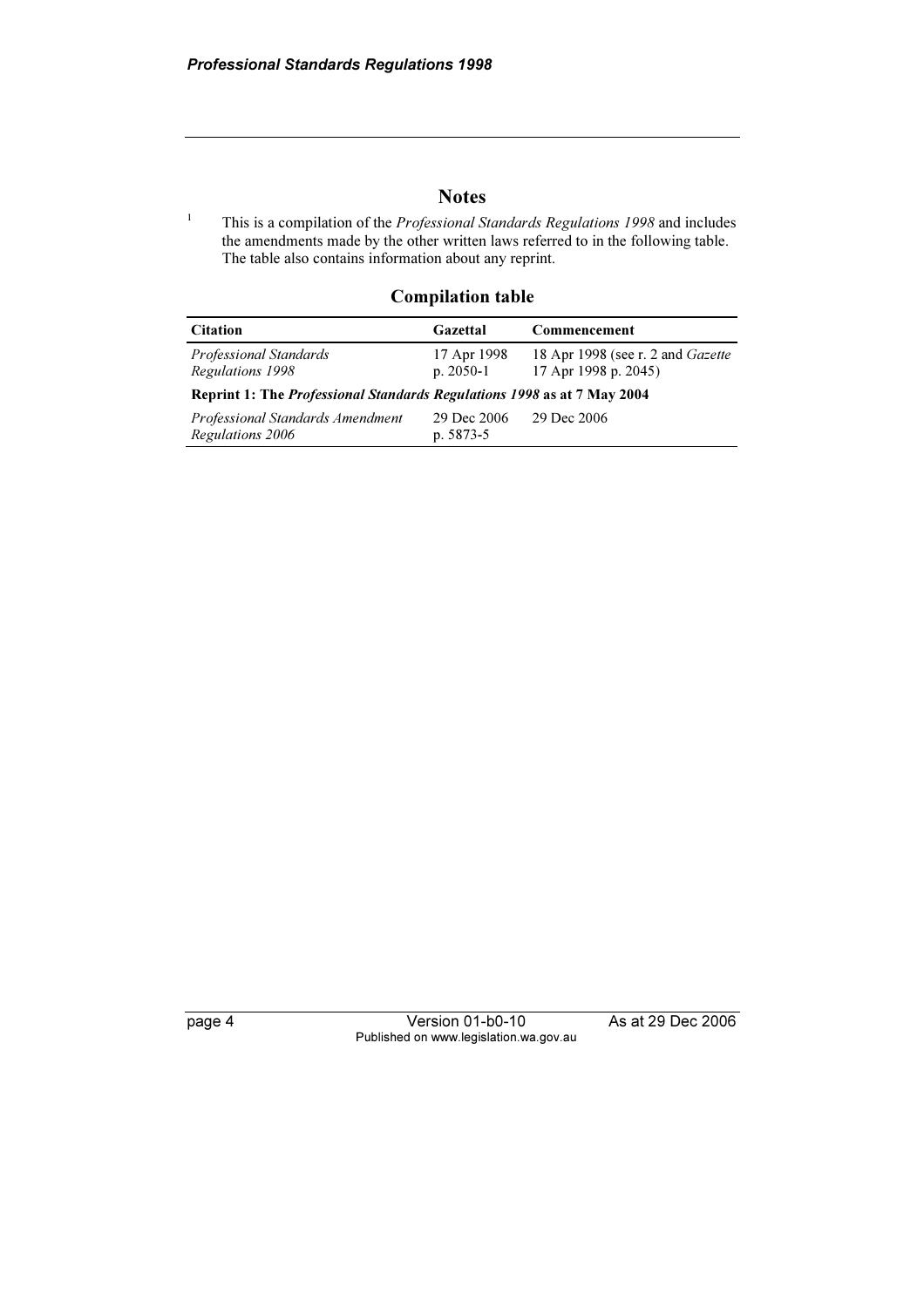## Notes

[1] This is a compilation of the *Professional Standards Regulations 1998* and includes the amendments made by the other written laws referred to in the following table. The table also contains information about any reprint.

### Compilation table

| Citation | Gazettal | Commencement |
|---|---|---|
| *Professional Standards Regulations 1998* | 17 Apr 1998 p. 2050-1 | 18 Apr 1998 (see r. 2 and *Gazette* 17 Apr 1998 p. 2045) |
| **Reprint 1: The *Professional Standards Regulations 1998* as at 7 May 2004** | | |
| *Professional Standards Amendment Regulations 2006* | 29 Dec 2006 p. 5873-5 | 29 Dec 2006 |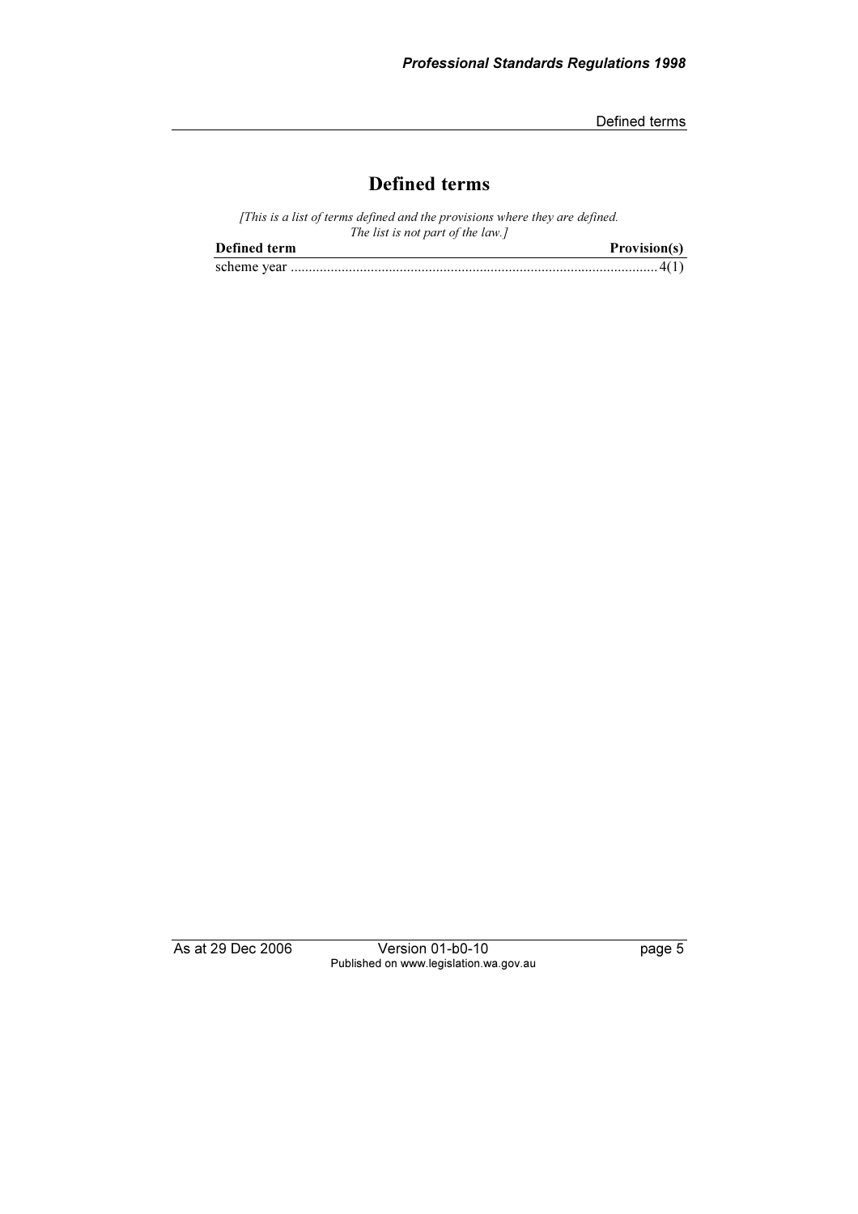# Defined terms

*[This is a list of terms defined and the provisions where they are defined. The list is not part of the law.]*

| Defined term | Provision(s) |
| --- | --- |
| scheme year | 4(1) |